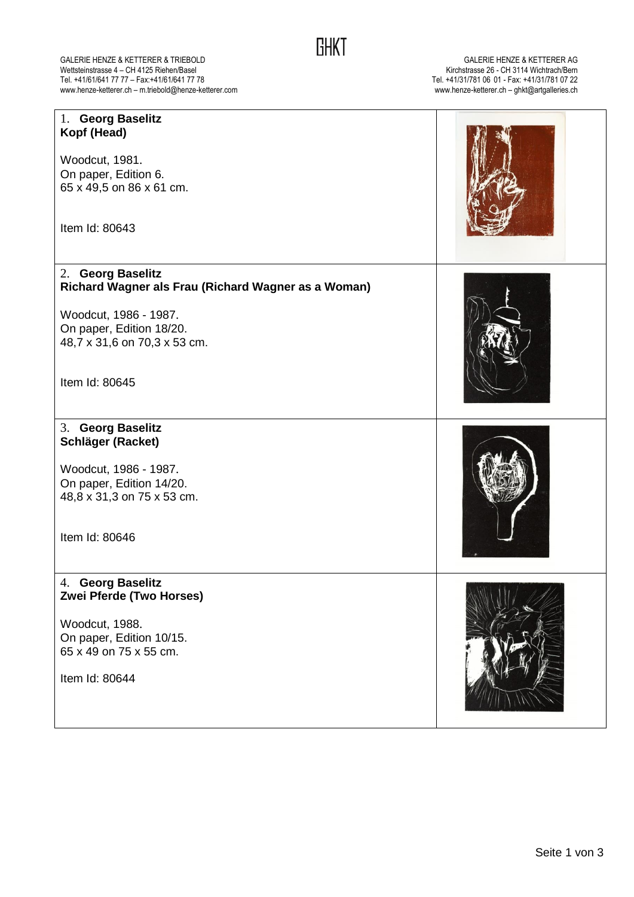# GHKT

GALERIE HENZE & KETTERER & TRIEBOLD
Wettsteinstrasse 4 – CH 4125 Riehen/Basel
Tel. +41/61/641 77 77 – Fax:+41/61/641 77 78
www.henze-ketterer.ch – m.triebold@henze-ketterer.com

GALERIE HENZE & KETTERER AG
Kirchstrasse 26 - CH 3114 Wichtrach/Bern
Tel. +41/31/781 06 01 - Fax: +41/31/781 07 22
www.henze-ketterer.ch – ghkt@artgalleries.ch

1. **Georg Baselitz**
**Kopf (Head)**

Woodcut, 1981.
On paper, Edition 6.
65 x 49,5 on 86 x 61 cm.

Item Id: 80643

2. **Georg Baselitz**
**Richard Wagner als Frau (Richard Wagner as a Woman)**

Woodcut, 1986 - 1987.
On paper, Edition 18/20.
48,7 x 31,6 on 70,3 x 53 cm.

Item Id: 80645

3. **Georg Baselitz**
**Schläger (Racket)**

Woodcut, 1986 - 1987.
On paper, Edition 14/20.
48,8 x 31,3 on 75 x 53 cm.

Item Id: 80646

4. **Georg Baselitz**
**Zwei Pferde (Two Horses)**

Woodcut, 1988.
On paper, Edition 10/15.
65 x 49 on 75 x 55 cm.

Item Id: 80644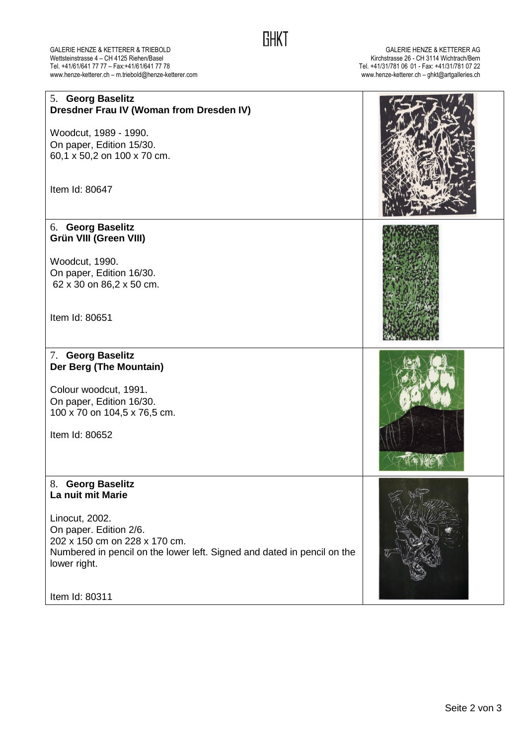GHKT

GALERIE HENZE & KETTERER & TRIEBOLD
Wettsteinstrasse 4 – CH 4125 Riehen/Basel
Tel. +41/61/641 77 77 – Fax:+41/61/641 77 78
www.henze-ketterer.ch – m.triebold@henze-ketterer.com

GALERIE HENZE & KETTERER AG
Kirchstrasse 26 - CH 3114 Wichtrach/Bern
Tel. +41/31/781 06 01 - Fax: +41/31/781 07 22
www.henze-ketterer.ch – ghkt@artgalleries.ch

5. **Georg Baselitz**
**Dresdner Frau IV (Woman from Dresden IV)**

Woodcut, 1989 - 1990.
On paper, Edition 15/30.
60,1 x 50,2 on 100 x 70 cm.

Item Id: 80647

6. **Georg Baselitz**
**Grün VIII (Green VIII)**

Woodcut, 1990.
On paper, Edition 16/30.
62 x 30 on 86,2 x 50 cm.

Item Id: 80651

7. **Georg Baselitz**
**Der Berg (The Mountain)**

Colour woodcut, 1991.
On paper, Edition 16/30.
100 x 70 on 104,5 x 76,5 cm.

Item Id: 80652

8. **Georg Baselitz**
**La nuit mit Marie**

Linocut, 2002.
On paper. Edition 2/6.
202 x 150 cm on 228 x 170 cm.
Numbered in pencil on the lower left. Signed and dated in pencil on the lower right.

Item Id: 80311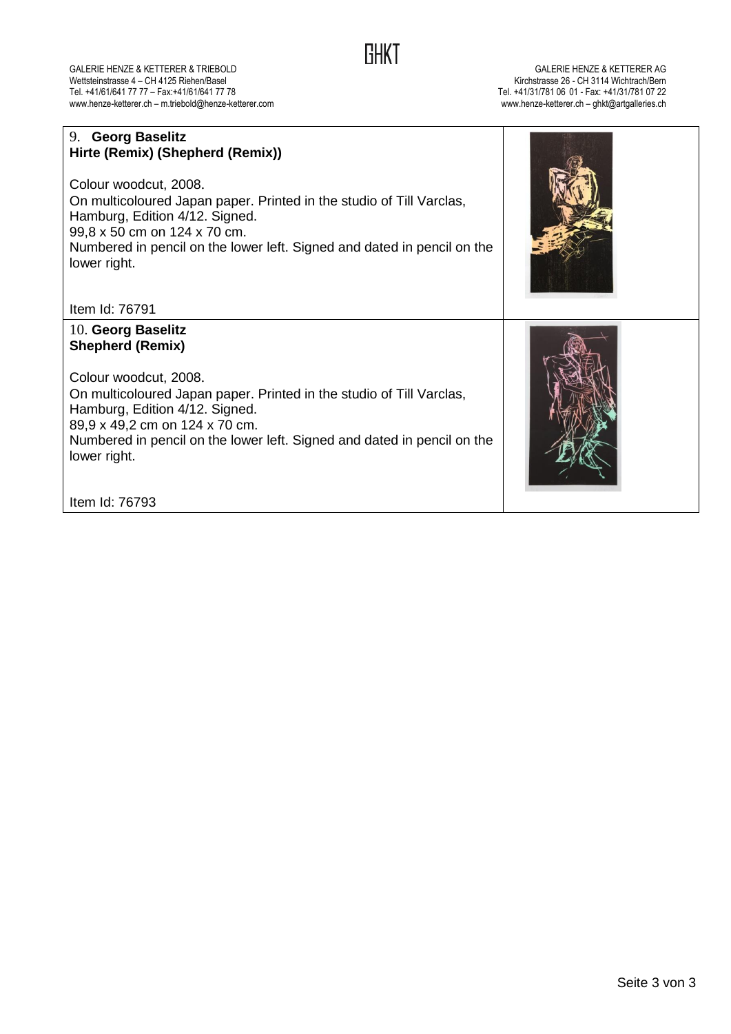## 9. Georg Baselitz
**Hirte (Remix) (Shepherd (Remix))**

Colour woodcut, 2008.
On multicoloured Japan paper. Printed in the studio of Till Varclas, Hamburg, Edition 4/12. Signed.
99,8 x 50 cm on 124 x 70 cm.
Numbered in pencil on the lower left. Signed and dated in pencil on the lower right.

Item Id: 76791

## 10. Georg Baselitz
**Shepherd (Remix)**

Colour woodcut, 2008.
On multicoloured Japan paper. Printed in the studio of Till Varclas, Hamburg, Edition 4/12. Signed.
89,9 x 49,2 cm on 124 x 70 cm.
Numbered in pencil on the lower left. Signed and dated in pencil on the lower right.

Item Id: 76793